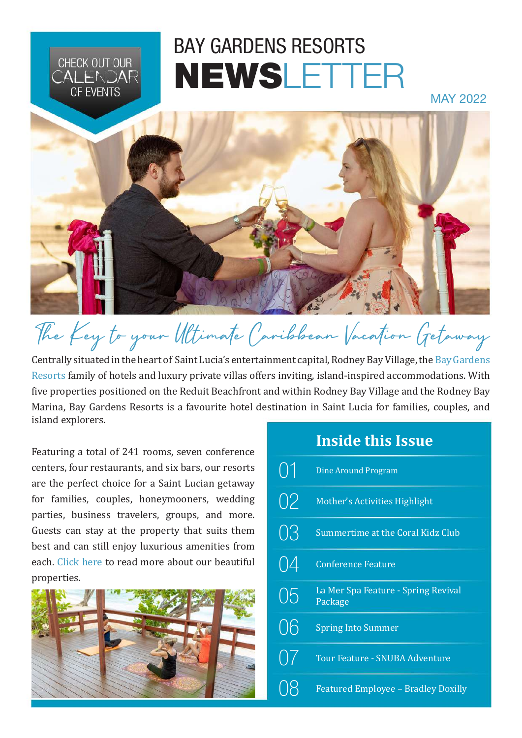CHECK OUT OUR CALENDAR OF EVENTS

# BAY GARDENS RESORTS NEWSLETTER

MAY 2022

## The Key to your Ultimate Caribbean Vacation Getaway

Centrally situated in the heart of Saint Lucia's entertainment capital, Rodney Bay Village, the Bay Gardens Resorts family of hotels and luxury private villas offers inviting, island-inspired accommodations. With five properties positioned on the Reduit Beachfront and within Rodney Bay Village and the Rodney Bay Marina, Bay Gardens Resorts is a favourite hotel destination in Saint Lucia for families, couples, and island explorers.

Featuring a total of 241 rooms, seven conference centers, four restaurants, and six bars, our resorts are the perfect choice for a Saint Lucian getaway for families, couples, honeymooners, wedding parties, business travelers, groups, and more. Guests can stay at the property that suits them best and can still enjoy luxurious amenities from each. Click here to read more about our beautiful properties.

## Inside this Issue

01 Dine Around Program

02 Mother's Activities Highlight

03 Summertime at the Coral Kidz Club

04 Conference Feature

05 La Mer Spa Feature - Spring Revival Package

06 Spring Into Summer

07 Tour Feature - SNUBA Adventure

08 Featured Employee – Bradley Doxilly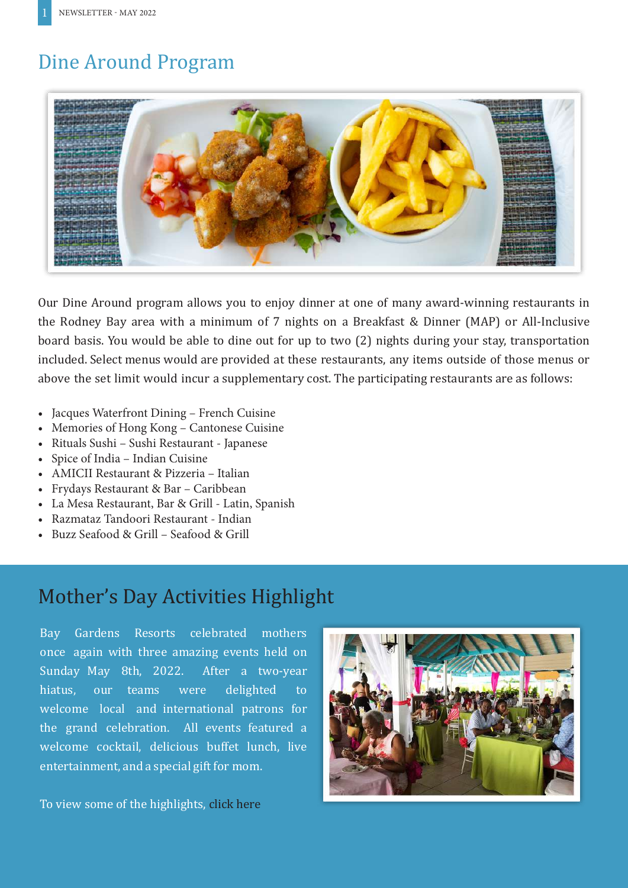## Dine Around Program

Our Dine Around program allows you to enjoy dinner at one of many award-winning restaurants in the Rodney Bay area with a minimum of 7 nights on a Breakfast & Dinner (MAP) or All-Inclusive board basis. You would be able to dine out for up to two (2) nights during your stay, transportation included. Select menus would are provided at these restaurants, any items outside of those menus or above the set limit would incur a supplementary cost. The participating restaurants are as follows:

- Jacques Waterfront Dining – French Cuisine
- Memories of Hong Kong – Cantonese Cuisine
- Rituals Sushi – Sushi Restaurant - Japanese
- Spice of India – Indian Cuisine
- AMICII Restaurant & Pizzeria – Italian
- Frydays Restaurant & Bar – Caribbean
- La Mesa Restaurant, Bar & Grill - Latin, Spanish
- Razmataz Tandoori Restaurant - Indian
- Buzz Seafood & Grill – Seafood & Grill

## Mother's Day Activities Highlight

Bay Gardens Resorts celebrated mothers once again with three amazing events held on Sunday May 8th, 2022. After a two-year hiatus, our teams were delighted to welcome local and international patrons for the grand celebration. All events featured a welcome cocktail, delicious buffet lunch, live entertainment, and a special gift for mom.

To view some of the highlights, click here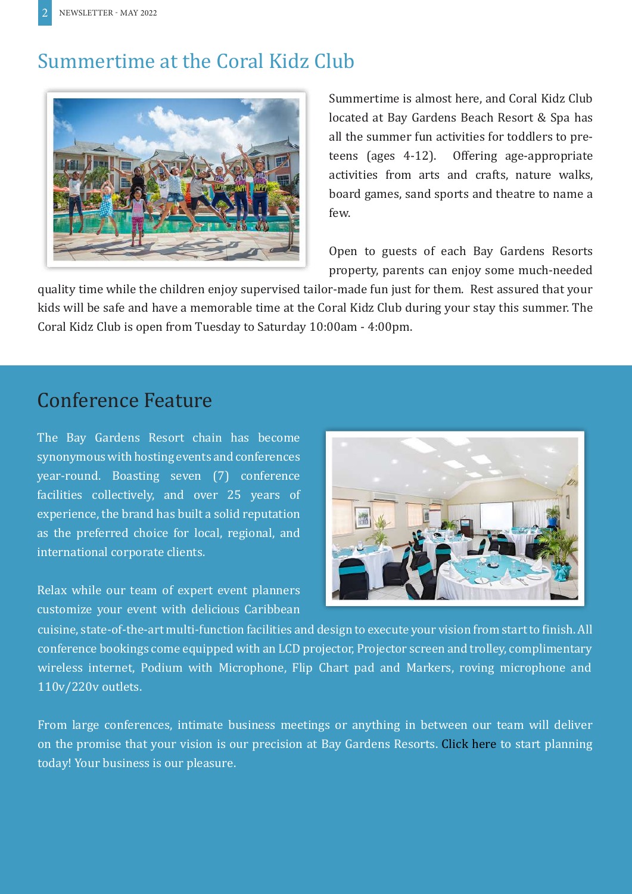## Summertime at the Coral Kidz Club

Summertime is almost here, and Coral Kidz Club located at Bay Gardens Beach Resort & Spa has all the summer fun activities for toddlers to pre-teens (ages 4-12). Offering age-appropriate activities from arts and crafts, nature walks, board games, sand sports and theatre to name a few.

Open to guests of each Bay Gardens Resorts property, parents can enjoy some much-needed quality time while the children enjoy supervised tailor-made fun just for them. Rest assured that your kids will be safe and have a memorable time at the Coral Kidz Club during your stay this summer. The Coral Kidz Club is open from Tuesday to Saturday 10:00am - 4:00pm.

## Conference Feature

The Bay Gardens Resort chain has become synonymous with hosting events and conferences year-round. Boasting seven (7) conference facilities collectively, and over 25 years of experience, the brand has built a solid reputation as the preferred choice for local, regional, and international corporate clients.

Relax while our team of expert event planners customize your event with delicious Caribbean cuisine, state-of-the-art multi-function facilities and design to execute your vision from start to finish. All conference bookings come equipped with an LCD projector, Projector screen and trolley, complimentary wireless internet, Podium with Microphone, Flip Chart pad and Markers, roving microphone and 110v/220v outlets.

From large conferences, intimate business meetings or anything in between our team will deliver on the promise that your vision is our precision at Bay Gardens Resorts. Click here to start planning today! Your business is our pleasure.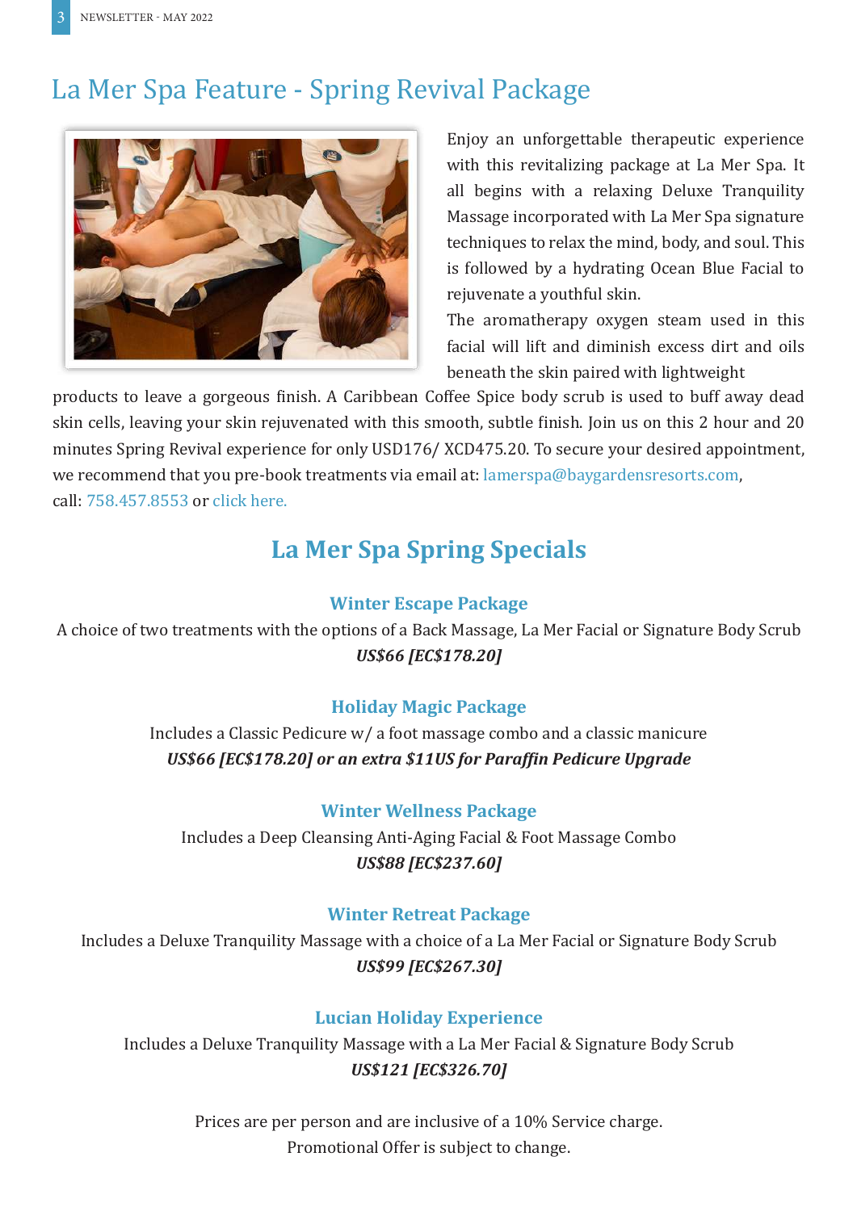# La Mer Spa Feature - Spring Revival Package

Enjoy an unforgettable therapeutic experience with this revitalizing package at La Mer Spa. It all begins with a relaxing Deluxe Tranquility Massage incorporated with La Mer Spa signature techniques to relax the mind, body, and soul. This is followed by a hydrating Ocean Blue Facial to rejuvenate a youthful skin.

The aromatherapy oxygen steam used in this facial will lift and diminish excess dirt and oils beneath the skin paired with lightweight products to leave a gorgeous finish. A Caribbean Coffee Spice body scrub is used to buff away dead skin cells, leaving your skin rejuvenated with this smooth, subtle finish. Join us on this 2 hour and 20 minutes Spring Revival experience for only USD176/ XCD475.20. To secure your desired appointment, we recommend that you pre-book treatments via email at: lamerspa@baygardensresorts.com, call: 758.457.8553 or click here.

## La Mer Spa Spring Specials

### Winter Escape Package

A choice of two treatments with the options of a Back Massage, La Mer Facial or Signature Body Scrub

***US$66 [EC$178.20]***

### Holiday Magic Package

Includes a Classic Pedicure w/ a foot massage combo and a classic manicure

***US$66 [EC$178.20] or an extra $11US for Paraffin Pedicure Upgrade***

### Winter Wellness Package

Includes a Deep Cleansing Anti-Aging Facial & Foot Massage Combo

***US$88 [EC$237.60]***

### Winter Retreat Package

Includes a Deluxe Tranquility Massage with a choice of a La Mer Facial or Signature Body Scrub

***US$99 [EC$267.30]***

### Lucian Holiday Experience

Includes a Deluxe Tranquility Massage with a La Mer Facial & Signature Body Scrub

***US$121 [EC$326.70]***

Prices are per person and are inclusive of a 10% Service charge.
Promotional Offer is subject to change.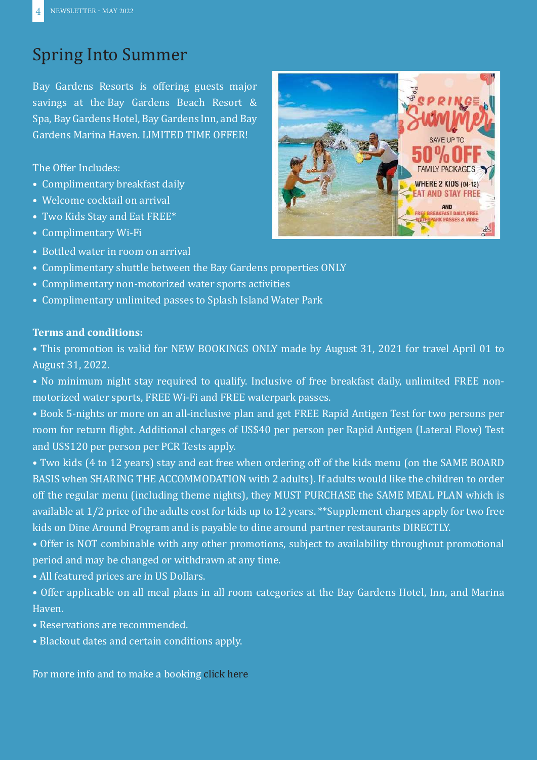## Spring Into Summer

Bay Gardens Resorts is offering guests major savings at the Bay Gardens Beach Resort & Spa, Bay Gardens Hotel, Bay Gardens Inn, and Bay Gardens Marina Haven. LIMITED TIME OFFER!

The Offer Includes:

- Complimentary breakfast daily
- Welcome cocktail on arrival
- Two Kids Stay and Eat FREE*
- Complimentary Wi-Fi
- Bottled water in room on arrival
- Complimentary shuttle between the Bay Gardens properties ONLY
- Complimentary non-motorized water sports activities
- Complimentary unlimited passes to Splash Island Water Park

**Terms and conditions:**

• This promotion is valid for NEW BOOKINGS ONLY made by August 31, 2021 for travel April 01 to August 31, 2022.

• No minimum night stay required to qualify. Inclusive of free breakfast daily, unlimited FREE non-motorized water sports, FREE Wi-Fi and FREE waterpark passes.

• Book 5-nights or more on an all-inclusive plan and get FREE Rapid Antigen Test for two persons per room for return flight. Additional charges of US$40 per person per Rapid Antigen (Lateral Flow) Test and US$120 per person per PCR Tests apply.

• Two kids (4 to 12 years) stay and eat free when ordering off of the kids menu (on the SAME BOARD BASIS when SHARING THE ACCOMMODATION with 2 adults). If adults would like the children to order off the regular menu (including theme nights), they MUST PURCHASE the SAME MEAL PLAN which is available at 1/2 price of the adults cost for kids up to 12 years. **Supplement charges apply for two free kids on Dine Around Program and is payable to dine around partner restaurants DIRECTLY.

• Offer is NOT combinable with any other promotions, subject to availability throughout promotional period and may be changed or withdrawn at any time.

• All featured prices are in US Dollars.

• Offer applicable on all meal plans in all room categories at the Bay Gardens Hotel, Inn, and Marina Haven.

• Reservations are recommended.

• Blackout dates and certain conditions apply.

For more info and to make a booking click here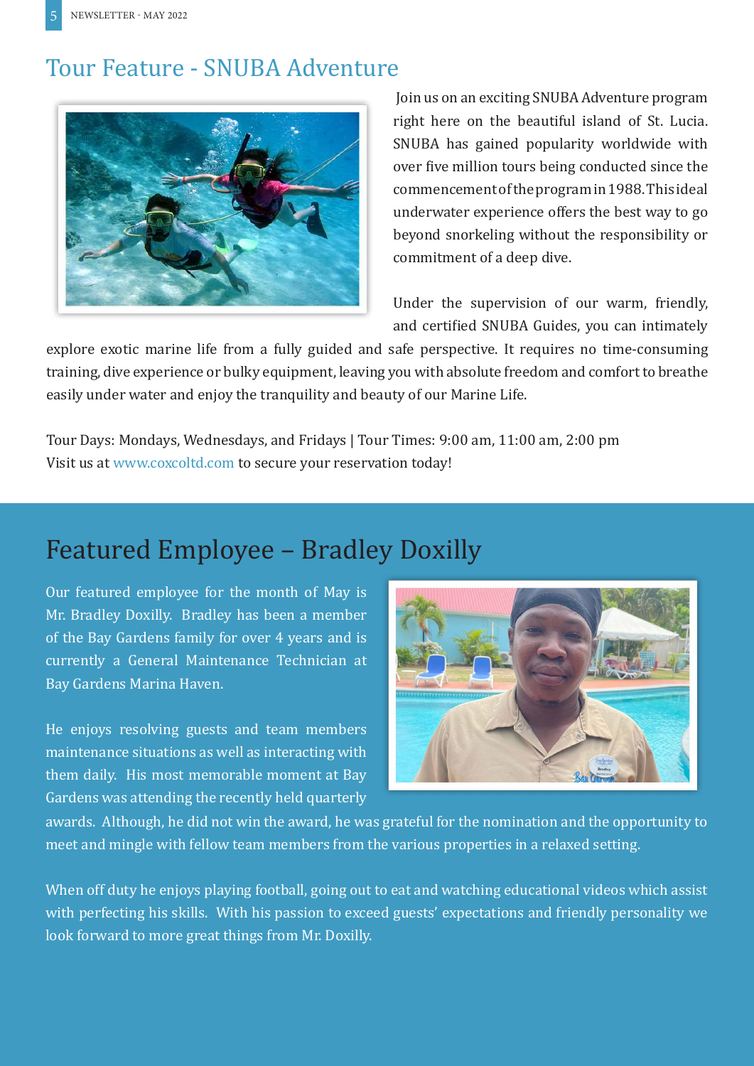# Tour Feature - SNUBA Adventure

Join us on an exciting SNUBA Adventure program right here on the beautiful island of St. Lucia. SNUBA has gained popularity worldwide with over five million tours being conducted since the commencement of the program in 1988. This ideal underwater experience offers the best way to go beyond snorkeling without the responsibility or commitment of a deep dive.

Under the supervision of our warm, friendly, and certified SNUBA Guides, you can intimately explore exotic marine life from a fully guided and safe perspective. It requires no time-consuming training, dive experience or bulky equipment, leaving you with absolute freedom and comfort to breathe easily under water and enjoy the tranquility and beauty of our Marine Life.

Tour Days: Mondays, Wednesdays, and Fridays | Tour Times: 9:00 am, 11:00 am, 2:00 pm
Visit us at www.coxcoltd.com to secure your reservation today!

# Featured Employee – Bradley Doxilly

Our featured employee for the month of May is Mr. Bradley Doxilly. Bradley has been a member of the Bay Gardens family for over 4 years and is currently a General Maintenance Technician at Bay Gardens Marina Haven.

He enjoys resolving guests and team members maintenance situations as well as interacting with them daily. His most memorable moment at Bay Gardens was attending the recently held quarterly awards. Although, he did not win the award, he was grateful for the nomination and the opportunity to meet and mingle with fellow team members from the various properties in a relaxed setting.

When off duty he enjoys playing football, going out to eat and watching educational videos which assist with perfecting his skills. With his passion to exceed guests' expectations and friendly personality we look forward to more great things from Mr. Doxilly.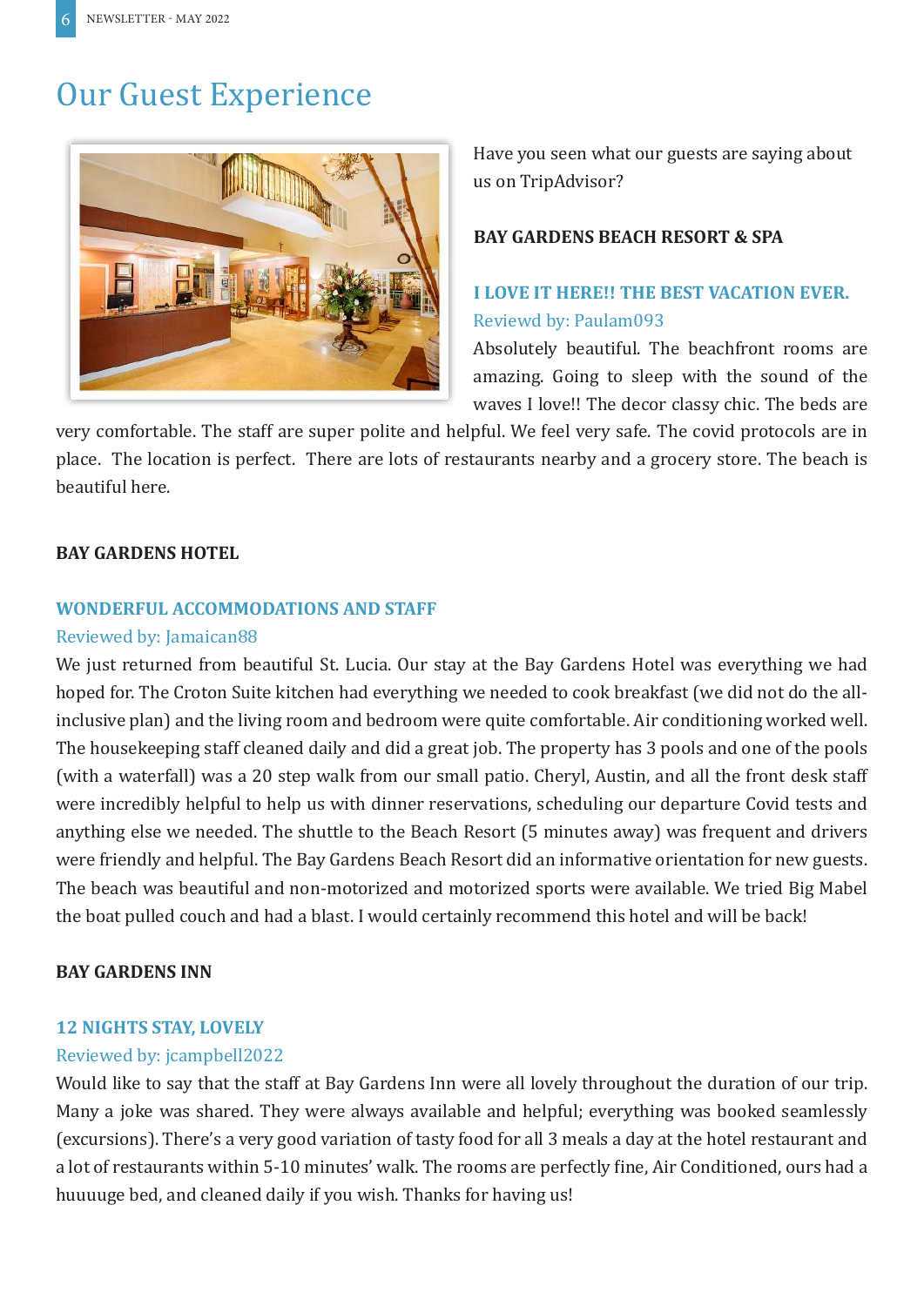# Our Guest Experience

Have you seen what our guests are saying about us on TripAdvisor?

**BAY GARDENS BEACH RESORT & SPA**

**I LOVE IT HERE!! THE BEST VACATION EVER.**

Reviewd by: Paulam093

Absolutely beautiful. The beachfront rooms are amazing. Going to sleep with the sound of the waves I love!! The decor classy chic. The beds are very comfortable. The staff are super polite and helpful. We feel very safe. The covid protocols are in place. The location is perfect. There are lots of restaurants nearby and a grocery store. The beach is beautiful here.

**BAY GARDENS HOTEL**

**WONDERFUL ACCOMMODATIONS AND STAFF**

Reviewed by: Jamaican88

We just returned from beautiful St. Lucia. Our stay at the Bay Gardens Hotel was everything we had hoped for. The Croton Suite kitchen had everything we needed to cook breakfast (we did not do the all-inclusive plan) and the living room and bedroom were quite comfortable. Air conditioning worked well. The housekeeping staff cleaned daily and did a great job. The property has 3 pools and one of the pools (with a waterfall) was a 20 step walk from our small patio. Cheryl, Austin, and all the front desk staff were incredibly helpful to help us with dinner reservations, scheduling our departure Covid tests and anything else we needed. The shuttle to the Beach Resort (5 minutes away) was frequent and drivers were friendly and helpful. The Bay Gardens Beach Resort did an informative orientation for new guests. The beach was beautiful and non-motorized and motorized sports were available. We tried Big Mabel the boat pulled couch and had a blast. I would certainly recommend this hotel and will be back!

**BAY GARDENS INN**

**12 NIGHTS STAY, LOVELY**

Reviewed by: jcampbell2022

Would like to say that the staff at Bay Gardens Inn were all lovely throughout the duration of our trip. Many a joke was shared. They were always available and helpful; everything was booked seamlessly (excursions). There's a very good variation of tasty food for all 3 meals a day at the hotel restaurant and a lot of restaurants within 5-10 minutes' walk. The rooms are perfectly fine, Air Conditioned, ours had a huuuuge bed, and cleaned daily if you wish. Thanks for having us!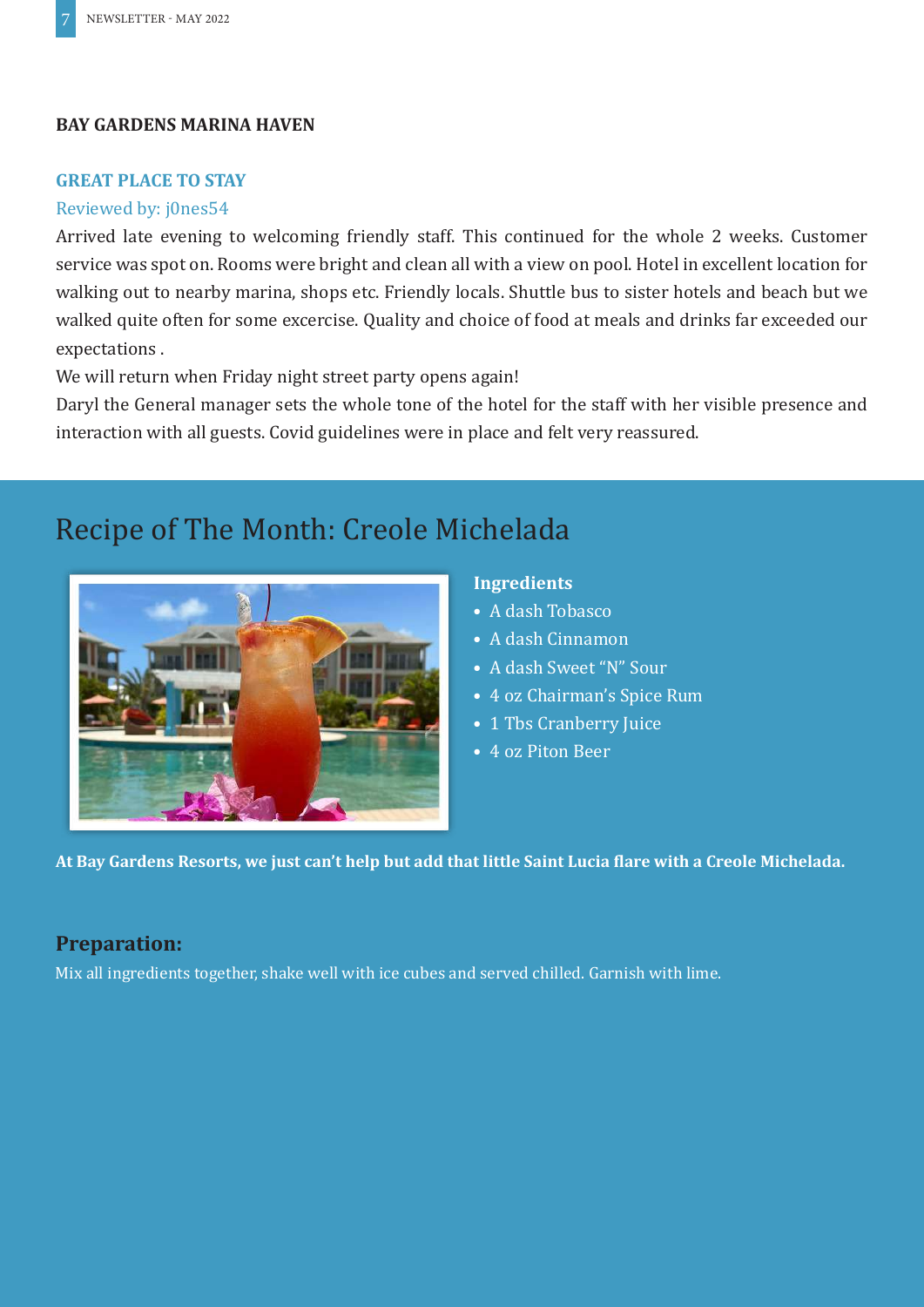**BAY GARDENS MARINA HAVEN**

**GREAT PLACE TO STAY**

Reviewed by: j0nes54

Arrived late evening to welcoming friendly staff. This continued for the whole 2 weeks. Customer service was spot on. Rooms were bright and clean all with a view on pool. Hotel in excellent location for walking out to nearby marina, shops etc. Friendly locals. Shuttle bus to sister hotels and beach but we walked quite often for some excercise. Quality and choice of food at meals and drinks far exceeded our expectations .

We will return when Friday night street party opens again!

Daryl the General manager sets the whole tone of the hotel for the staff with her visible presence and interaction with all guests. Covid guidelines were in place and felt very reassured.

# Recipe of The Month: Creole Michelada

**Ingredients**

- A dash Tobasco
- A dash Cinnamon
- A dash Sweet "N" Sour
- 4 oz Chairman's Spice Rum
- 1 Tbs Cranberry Juice
- 4 oz Piton Beer

**At Bay Gardens Resorts, we just can't help but add that little Saint Lucia flare with a Creole Michelada.**

## Preparation:

Mix all ingredients together, shake well with ice cubes and served chilled. Garnish with lime.